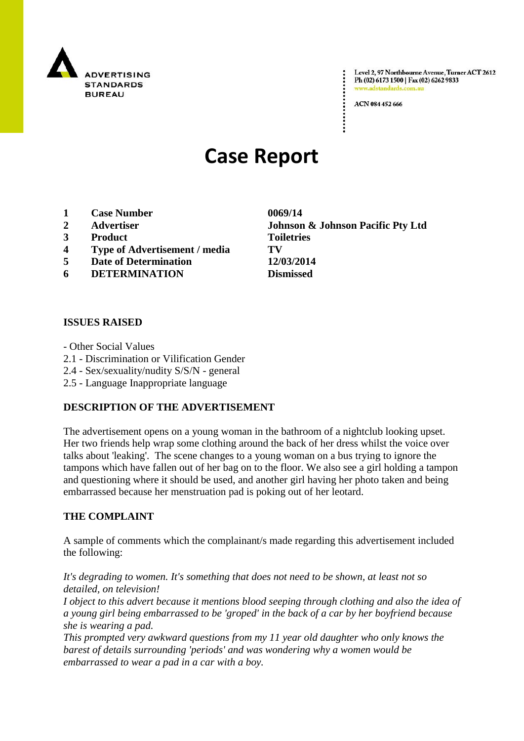ADVERTISING STANDARDS BUREAU

Level 2, 97 Northbourne Avenue, Turner ACT 2612
Ph (02) 6173 1500 | Fax (02) 6262 9833
www.adstandards.com.au

ACN 084 452 666

# Case Report

| | | |
|---|---|---|
| **1** | **Case Number** | **0069/14** |
| **2** | **Advertiser** | **Johnson & Johnson Pacific Pty Ltd** |
| **3** | **Product** | **Toiletries** |
| **4** | **Type of Advertisement / media** | **TV** |
| **5** | **Date of Determination** | **12/03/2014** |
| **6** | **DETERMINATION** | **Dismissed** |

### ISSUES RAISED

- Other Social Values
2.1 - Discrimination or Vilification Gender
2.4 - Sex/sexuality/nudity S/S/N - general
2.5 - Language Inappropriate language

### DESCRIPTION OF THE ADVERTISEMENT

The advertisement opens on a young woman in the bathroom of a nightclub looking upset. Her two friends help wrap some clothing around the back of her dress whilst the voice over talks about 'leaking'. The scene changes to a young woman on a bus trying to ignore the tampons which have fallen out of her bag on to the floor. We also see a girl holding a tampon and questioning where it should be used, and another girl having her photo taken and being embarrassed because her menstruation pad is poking out of her leotard.

### THE COMPLAINT

A sample of comments which the complainant/s made regarding this advertisement included the following:

*It's degrading to women. It's something that does not need to be shown, at least not so detailed, on television!*
*I object to this advert because it mentions blood seeping through clothing and also the idea of a young girl being embarrassed to be 'groped' in the back of a car by her boyfriend because she is wearing a pad.*
*This prompted very awkward questions from my 11 year old daughter who only knows the barest of details surrounding 'periods' and was wondering why a women would be embarrassed to wear a pad in a car with a boy.*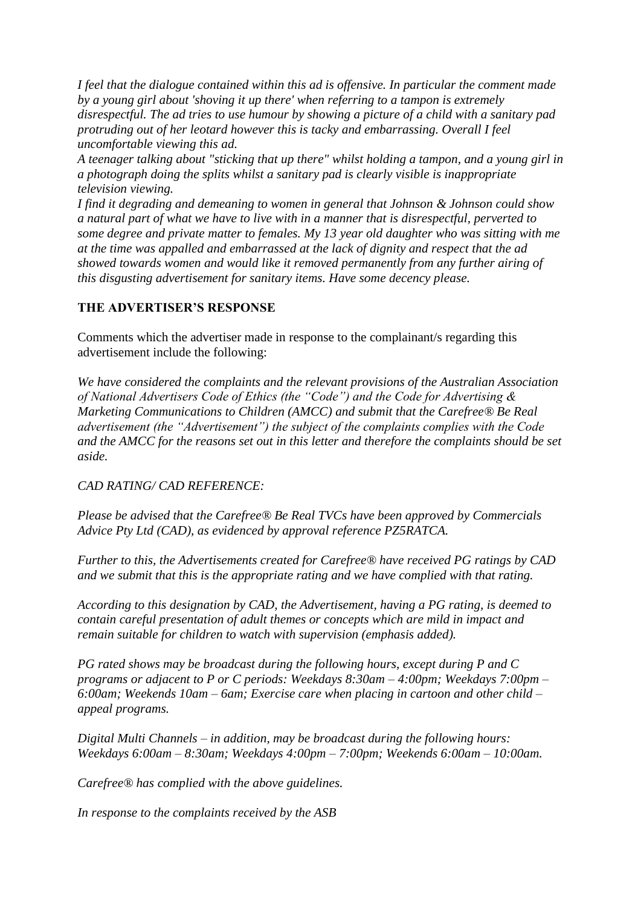*I feel that the dialogue contained within this ad is offensive. In particular the comment made by a young girl about 'shoving it up there' when referring to a tampon is extremely disrespectful. The ad tries to use humour by showing a picture of a child with a sanitary pad protruding out of her leotard however this is tacky and embarrassing. Overall I feel uncomfortable viewing this ad.*

*A teenager talking about "sticking that up there" whilst holding a tampon, and a young girl in a photograph doing the splits whilst a sanitary pad is clearly visible is inappropriate television viewing.*

*I find it degrading and demeaning to women in general that Johnson & Johnson could show a natural part of what we have to live with in a manner that is disrespectful, perverted to some degree and private matter to females. My 13 year old daughter who was sitting with me at the time was appalled and embarrassed at the lack of dignity and respect that the ad showed towards women and would like it removed permanently from any further airing of this disgusting advertisement for sanitary items. Have some decency please.*

**THE ADVERTISER'S RESPONSE**

Comments which the advertiser made in response to the complainant/s regarding this advertisement include the following:

*We have considered the complaints and the relevant provisions of the Australian Association of National Advertisers Code of Ethics (the "Code") and the Code for Advertising & Marketing Communications to Children (AMCC) and submit that the Carefree® Be Real advertisement (the "Advertisement") the subject of the complaints complies with the Code and the AMCC for the reasons set out in this letter and therefore the complaints should be set aside.*

*CAD RATING/ CAD REFERENCE:*

*Please be advised that the Carefree® Be Real TVCs have been approved by Commercials Advice Pty Ltd (CAD), as evidenced by approval reference PZ5RATCA.*

*Further to this, the Advertisements created for Carefree® have received PG ratings by CAD and we submit that this is the appropriate rating and we have complied with that rating.*

*According to this designation by CAD, the Advertisement, having a PG rating, is deemed to contain careful presentation of adult themes or concepts which are mild in impact and remain suitable for children to watch with supervision (emphasis added).*

*PG rated shows may be broadcast during the following hours, except during P and C programs or adjacent to P or C periods: Weekdays 8:30am – 4:00pm; Weekdays 7:00pm – 6:00am; Weekends 10am – 6am; Exercise care when placing in cartoon and other child – appeal programs.*

*Digital Multi Channels – in addition, may be broadcast during the following hours: Weekdays 6:00am – 8:30am; Weekdays 4:00pm – 7:00pm; Weekends 6:00am – 10:00am.*

*Carefree® has complied with the above guidelines.*

*In response to the complaints received by the ASB*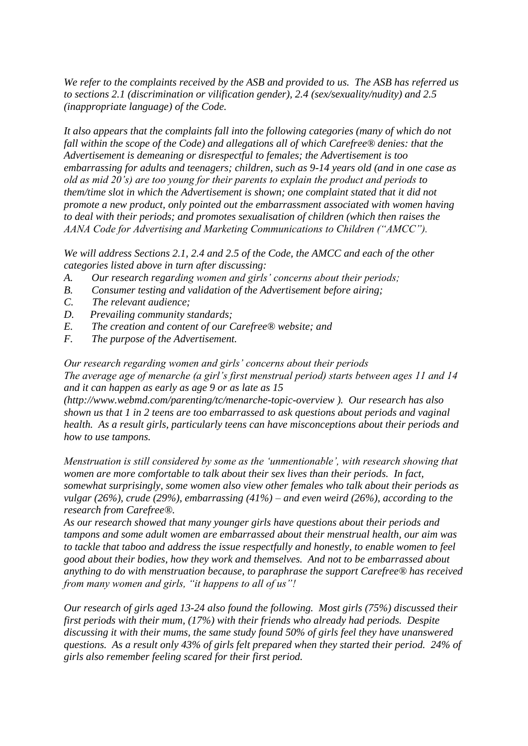*We refer to the complaints received by the ASB and provided to us. The ASB has referred us to sections 2.1 (discrimination or vilification gender), 2.4 (sex/sexuality/nudity) and 2.5 (inappropriate language) of the Code.*

*It also appears that the complaints fall into the following categories (many of which do not fall within the scope of the Code) and allegations all of which Carefree® denies: that the Advertisement is demeaning or disrespectful to females; the Advertisement is too embarrassing for adults and teenagers; children, such as 9-14 years old (and in one case as old as mid 20's) are too young for their parents to explain the product and periods to them/time slot in which the Advertisement is shown; one complaint stated that it did not promote a new product, only pointed out the embarrassment associated with women having to deal with their periods; and promotes sexualisation of children (which then raises the AANA Code for Advertising and Marketing Communications to Children ("AMCC").*

*We will address Sections 2.1, 2.4 and 2.5 of the Code, the AMCC and each of the other categories listed above in turn after discussing:*

- *A. Our research regarding women and girls' concerns about their periods;*
- *B. Consumer testing and validation of the Advertisement before airing;*
- *C. The relevant audience;*
- *D. Prevailing community standards;*
- *E. The creation and content of our Carefree® website; and*
- *F. The purpose of the Advertisement.*

*Our research regarding women and girls' concerns about their periods*
*The average age of menarche (a girl's first menstrual period) starts between ages 11 and 14 and it can happen as early as age 9 or as late as 15 (http://www.webmd.com/parenting/tc/menarche-topic-overview ). Our research has also shown us that 1 in 2 teens are too embarrassed to ask questions about periods and vaginal health. As a result girls, particularly teens can have misconceptions about their periods and how to use tampons.*

*Menstruation is still considered by some as the 'unmentionable', with research showing that women are more comfortable to talk about their sex lives than their periods. In fact, somewhat surprisingly, some women also view other females who talk about their periods as vulgar (26%), crude (29%), embarrassing (41%) – and even weird (26%), according to the research from Carefree®.*
*As our research showed that many younger girls have questions about their periods and tampons and some adult women are embarrassed about their menstrual health, our aim was to tackle that taboo and address the issue respectfully and honestly, to enable women to feel good about their bodies, how they work and themselves. And not to be embarrassed about anything to do with menstruation because, to paraphrase the support Carefree® has received from many women and girls, "it happens to all of us"!*

*Our research of girls aged 13-24 also found the following. Most girls (75%) discussed their first periods with their mum, (17%) with their friends who already had periods. Despite discussing it with their mums, the same study found 50% of girls feel they have unanswered questions. As a result only 43% of girls felt prepared when they started their period. 24% of girls also remember feeling scared for their first period.*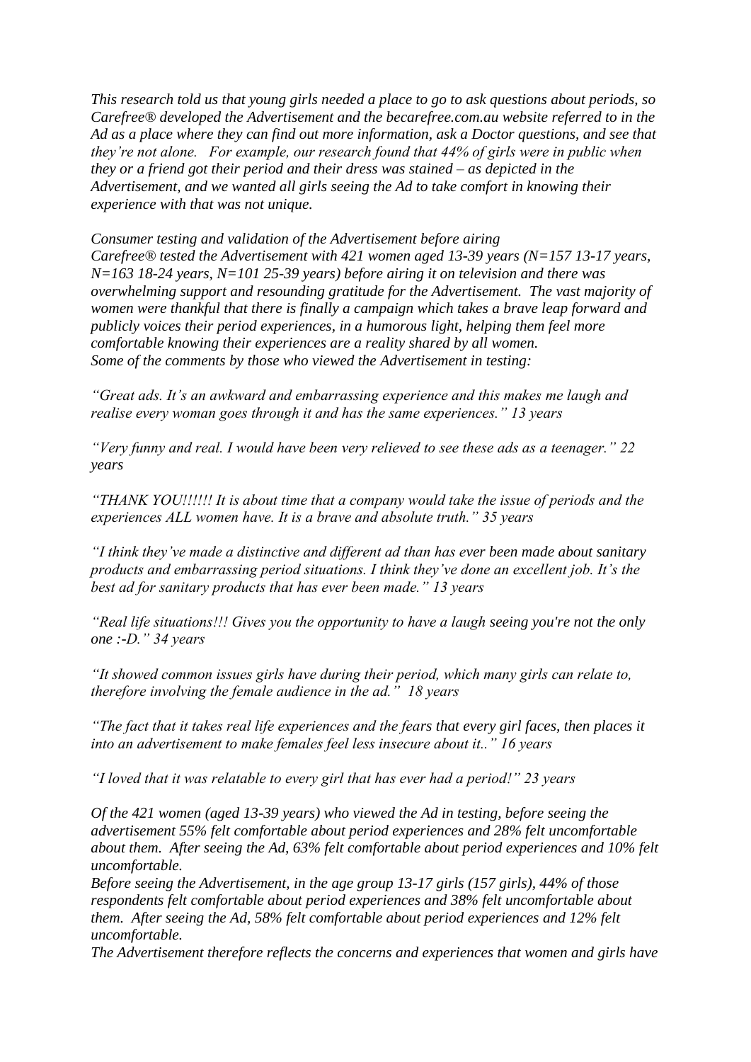*This research told us that young girls needed a place to go to ask questions about periods, so Carefree® developed the Advertisement and the becarefree.com.au website referred to in the Ad as a place where they can find out more information, ask a Doctor questions, and see that they're not alone. For example, our research found that 44% of girls were in public when they or a friend got their period and their dress was stained – as depicted in the Advertisement, and we wanted all girls seeing the Ad to take comfort in knowing their experience with that was not unique.*

*Consumer testing and validation of the Advertisement before airing*
*Carefree® tested the Advertisement with 421 women aged 13-39 years (N=157 13-17 years, N=163 18-24 years, N=101 25-39 years) before airing it on television and there was overwhelming support and resounding gratitude for the Advertisement. The vast majority of women were thankful that there is finally a campaign which takes a brave leap forward and publicly voices their period experiences, in a humorous light, helping them feel more comfortable knowing their experiences are a reality shared by all women.*
*Some of the comments by those who viewed the Advertisement in testing:*

*"Great ads. It's an awkward and embarrassing experience and this makes me laugh and realise every woman goes through it and has the same experiences." 13 years*

*"Very funny and real. I would have been very relieved to see these ads as a teenager." 22 years*

*"THANK YOU!!!!!! It is about time that a company would take the issue of periods and the experiences ALL women have. It is a brave and absolute truth." 35 years*

*"I think they've made a distinctive and different ad than has ever been made about sanitary products and embarrassing period situations. I think they've done an excellent job. It's the best ad for sanitary products that has ever been made." 13 years*

*"Real life situations!!! Gives you the opportunity to have a laugh seeing you're not the only one :-D." 34 years*

*"It showed common issues girls have during their period, which many girls can relate to, therefore involving the female audience in the ad." 18 years*

*"The fact that it takes real life experiences and the fears that every girl faces, then places it into an advertisement to make females feel less insecure about it.." 16 years*

*"I loved that it was relatable to every girl that has ever had a period!" 23 years*

*Of the 421 women (aged 13-39 years) who viewed the Ad in testing, before seeing the advertisement 55% felt comfortable about period experiences and 28% felt uncomfortable about them. After seeing the Ad, 63% felt comfortable about period experiences and 10% felt uncomfortable.*
*Before seeing the Advertisement, in the age group 13-17 girls (157 girls), 44% of those respondents felt comfortable about period experiences and 38% felt uncomfortable about them. After seeing the Ad, 58% felt comfortable about period experiences and 12% felt uncomfortable.*
*The Advertisement therefore reflects the concerns and experiences that women and girls have*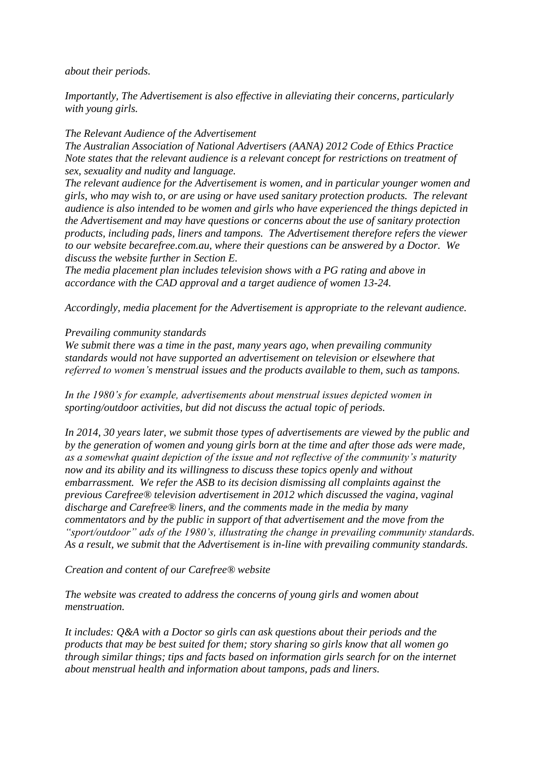*about their periods.*

*Importantly, The Advertisement is also effective in alleviating their concerns, particularly with young girls.*

*The Relevant Audience of the Advertisement*
*The Australian Association of National Advertisers (AANA) 2012 Code of Ethics Practice Note states that the relevant audience is a relevant concept for restrictions on treatment of sex, sexuality and nudity and language.*
*The relevant audience for the Advertisement is women, and in particular younger women and girls, who may wish to, or are using or have used sanitary protection products. The relevant audience is also intended to be women and girls who have experienced the things depicted in the Advertisement and may have questions or concerns about the use of sanitary protection products, including pads, liners and tampons. The Advertisement therefore refers the viewer to our website becarefree.com.au, where their questions can be answered by a Doctor. We discuss the website further in Section E.*
*The media placement plan includes television shows with a PG rating and above in accordance with the CAD approval and a target audience of women 13-24.*

*Accordingly, media placement for the Advertisement is appropriate to the relevant audience.*

*Prevailing community standards*
*We submit there was a time in the past, many years ago, when prevailing community standards would not have supported an advertisement on television or elsewhere that referred to women's menstrual issues and the products available to them, such as tampons.*

*In the 1980's for example, advertisements about menstrual issues depicted women in sporting/outdoor activities, but did not discuss the actual topic of periods.*

*In 2014, 30 years later, we submit those types of advertisements are viewed by the public and by the generation of women and young girls born at the time and after those ads were made, as a somewhat quaint depiction of the issue and not reflective of the community's maturity now and its ability and its willingness to discuss these topics openly and without embarrassment. We refer the ASB to its decision dismissing all complaints against the previous Carefree® television advertisement in 2012 which discussed the vagina, vaginal discharge and Carefree® liners, and the comments made in the media by many commentators and by the public in support of that advertisement and the move from the "sport/outdoor" ads of the 1980's, illustrating the change in prevailing community standards. As a result, we submit that the Advertisement is in-line with prevailing community standards.*

*Creation and content of our Carefree® website*

*The website was created to address the concerns of young girls and women about menstruation.*

*It includes: Q&A with a Doctor so girls can ask questions about their periods and the products that may be best suited for them; story sharing so girls know that all women go through similar things; tips and facts based on information girls search for on the internet about menstrual health and information about tampons, pads and liners.*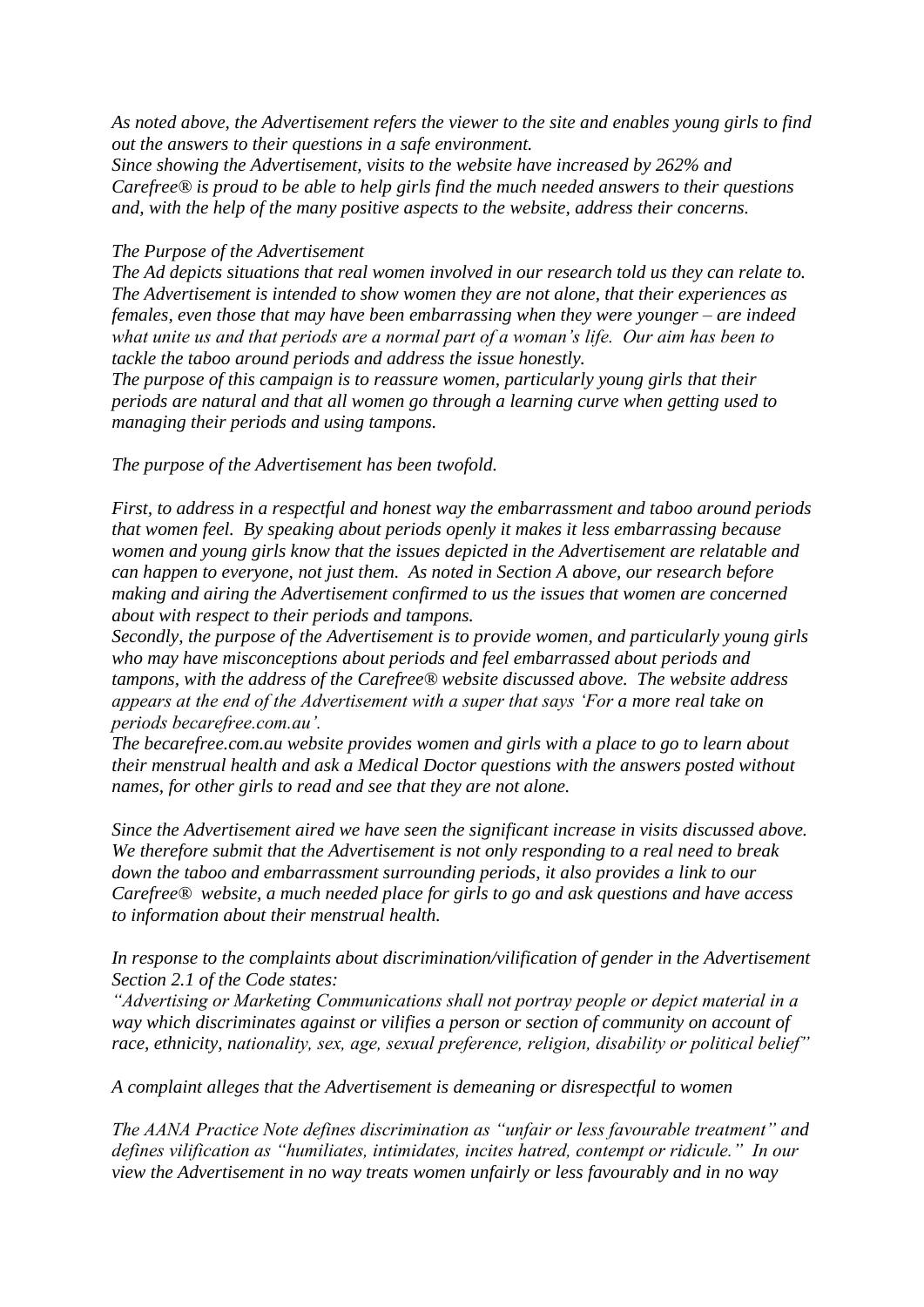*As noted above, the Advertisement refers the viewer to the site and enables young girls to find out the answers to their questions in a safe environment.*
*Since showing the Advertisement, visits to the website have increased by 262% and Carefree® is proud to be able to help girls find the much needed answers to their questions and, with the help of the many positive aspects to the website, address their concerns.*

*The Purpose of the Advertisement*
*The Ad depicts situations that real women involved in our research told us they can relate to. The Advertisement is intended to show women they are not alone, that their experiences as females, even those that may have been embarrassing when they were younger – are indeed what unite us and that periods are a normal part of a woman's life. Our aim has been to tackle the taboo around periods and address the issue honestly.*
*The purpose of this campaign is to reassure women, particularly young girls that their periods are natural and that all women go through a learning curve when getting used to managing their periods and using tampons.*

*The purpose of the Advertisement has been twofold.*

*First, to address in a respectful and honest way the embarrassment and taboo around periods that women feel. By speaking about periods openly it makes it less embarrassing because women and young girls know that the issues depicted in the Advertisement are relatable and can happen to everyone, not just them. As noted in Section A above, our research before making and airing the Advertisement confirmed to us the issues that women are concerned about with respect to their periods and tampons.*
*Secondly, the purpose of the Advertisement is to provide women, and particularly young girls who may have misconceptions about periods and feel embarrassed about periods and tampons, with the address of the Carefree® website discussed above. The website address appears at the end of the Advertisement with a super that says 'For a more real take on periods becarefree.com.au'.*
*The becarefree.com.au website provides women and girls with a place to go to learn about their menstrual health and ask a Medical Doctor questions with the answers posted without names, for other girls to read and see that they are not alone.*

*Since the Advertisement aired we have seen the significant increase in visits discussed above. We therefore submit that the Advertisement is not only responding to a real need to break down the taboo and embarrassment surrounding periods, it also provides a link to our Carefree® website, a much needed place for girls to go and ask questions and have access to information about their menstrual health.*

*In response to the complaints about discrimination/vilification of gender in the Advertisement Section 2.1 of the Code states:*
*"Advertising or Marketing Communications shall not portray people or depict material in a way which discriminates against or vilifies a person or section of community on account of race, ethnicity, nationality, sex, age, sexual preference, religion, disability or political belief"*

*A complaint alleges that the Advertisement is demeaning or disrespectful to women*

*The AANA Practice Note defines discrimination as "unfair or less favourable treatment" and defines vilification as "humiliates, intimidates, incites hatred, contempt or ridicule." In our view the Advertisement in no way treats women unfairly or less favourably and in no way*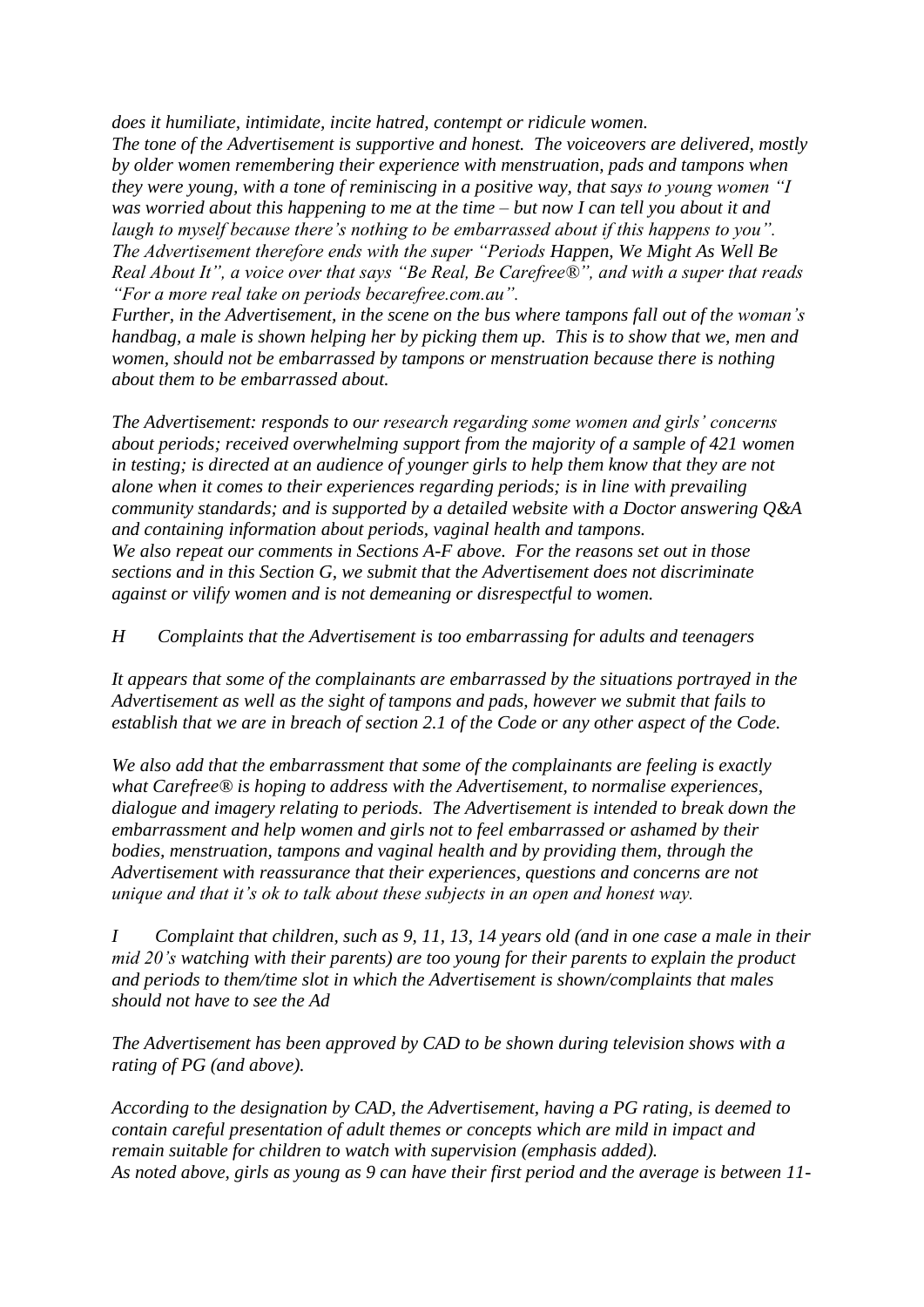*does it humiliate, intimidate, incite hatred, contempt or ridicule women.*
*The tone of the Advertisement is supportive and honest. The voiceovers are delivered, mostly by older women remembering their experience with menstruation, pads and tampons when they were young, with a tone of reminiscing in a positive way, that says to young women "I was worried about this happening to me at the time – but now I can tell you about it and laugh to myself because there's nothing to be embarrassed about if this happens to you". The Advertisement therefore ends with the super "Periods Happen, We Might As Well Be Real About It", a voice over that says "Be Real, Be Carefree®", and with a super that reads "For a more real take on periods becarefree.com.au".*
*Further, in the Advertisement, in the scene on the bus where tampons fall out of the woman's handbag, a male is shown helping her by picking them up. This is to show that we, men and women, should not be embarrassed by tampons or menstruation because there is nothing about them to be embarrassed about.*

*The Advertisement: responds to our research regarding some women and girls' concerns about periods; received overwhelming support from the majority of a sample of 421 women in testing; is directed at an audience of younger girls to help them know that they are not alone when it comes to their experiences regarding periods; is in line with prevailing community standards; and is supported by a detailed website with a Doctor answering Q&A and containing information about periods, vaginal health and tampons.*
*We also repeat our comments in Sections A-F above. For the reasons set out in those sections and in this Section G, we submit that the Advertisement does not discriminate against or vilify women and is not demeaning or disrespectful to women.*

*H Complaints that the Advertisement is too embarrassing for adults and teenagers*

*It appears that some of the complainants are embarrassed by the situations portrayed in the Advertisement as well as the sight of tampons and pads, however we submit that fails to establish that we are in breach of section 2.1 of the Code or any other aspect of the Code.*

*We also add that the embarrassment that some of the complainants are feeling is exactly what Carefree® is hoping to address with the Advertisement, to normalise experiences, dialogue and imagery relating to periods. The Advertisement is intended to break down the embarrassment and help women and girls not to feel embarrassed or ashamed by their bodies, menstruation, tampons and vaginal health and by providing them, through the Advertisement with reassurance that their experiences, questions and concerns are not unique and that it's ok to talk about these subjects in an open and honest way.*

*I Complaint that children, such as 9, 11, 13, 14 years old (and in one case a male in their mid 20's watching with their parents) are too young for their parents to explain the product and periods to them/time slot in which the Advertisement is shown/complaints that males should not have to see the Ad*

*The Advertisement has been approved by CAD to be shown during television shows with a rating of PG (and above).*

*According to the designation by CAD, the Advertisement, having a PG rating, is deemed to contain careful presentation of adult themes or concepts which are mild in impact and remain suitable for children to watch with supervision (emphasis added).*
*As noted above, girls as young as 9 can have their first period and the average is between 11-*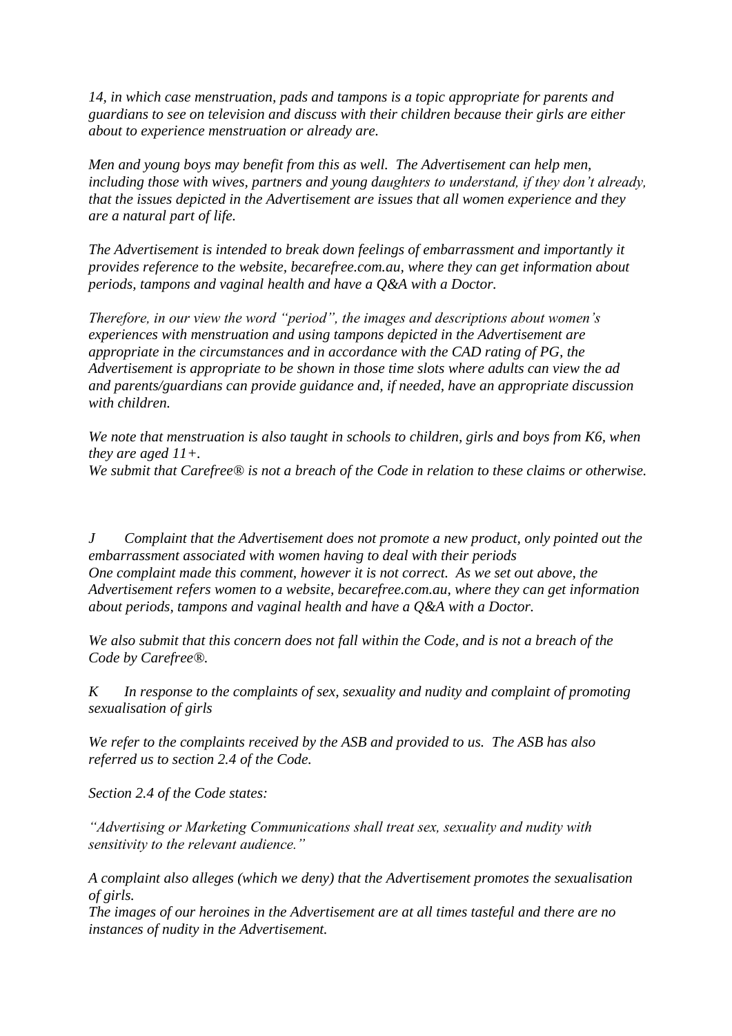*14, in which case menstruation, pads and tampons is a topic appropriate for parents and guardians to see on television and discuss with their children because their girls are either about to experience menstruation or already are.*

*Men and young boys may benefit from this as well. The Advertisement can help men, including those with wives, partners and young daughters to understand, if they don't already, that the issues depicted in the Advertisement are issues that all women experience and they are a natural part of life.*

*The Advertisement is intended to break down feelings of embarrassment and importantly it provides reference to the website, becarefree.com.au, where they can get information about periods, tampons and vaginal health and have a Q&A with a Doctor.*

*Therefore, in our view the word "period", the images and descriptions about women's experiences with menstruation and using tampons depicted in the Advertisement are appropriate in the circumstances and in accordance with the CAD rating of PG, the Advertisement is appropriate to be shown in those time slots where adults can view the ad and parents/guardians can provide guidance and, if needed, have an appropriate discussion with children.*

*We note that menstruation is also taught in schools to children, girls and boys from K6, when they are aged 11+.*
*We submit that Carefree® is not a breach of the Code in relation to these claims or otherwise.*

*J Complaint that the Advertisement does not promote a new product, only pointed out the embarrassment associated with women having to deal with their periods*
*One complaint made this comment, however it is not correct. As we set out above, the Advertisement refers women to a website, becarefree.com.au, where they can get information about periods, tampons and vaginal health and have a Q&A with a Doctor.*

*We also submit that this concern does not fall within the Code, and is not a breach of the Code by Carefree®.*

*K In response to the complaints of sex, sexuality and nudity and complaint of promoting sexualisation of girls*

*We refer to the complaints received by the ASB and provided to us. The ASB has also referred us to section 2.4 of the Code.*

*Section 2.4 of the Code states:*

*"Advertising or Marketing Communications shall treat sex, sexuality and nudity with sensitivity to the relevant audience."*

*A complaint also alleges (which we deny) that the Advertisement promotes the sexualisation of girls.*
*The images of our heroines in the Advertisement are at all times tasteful and there are no instances of nudity in the Advertisement.*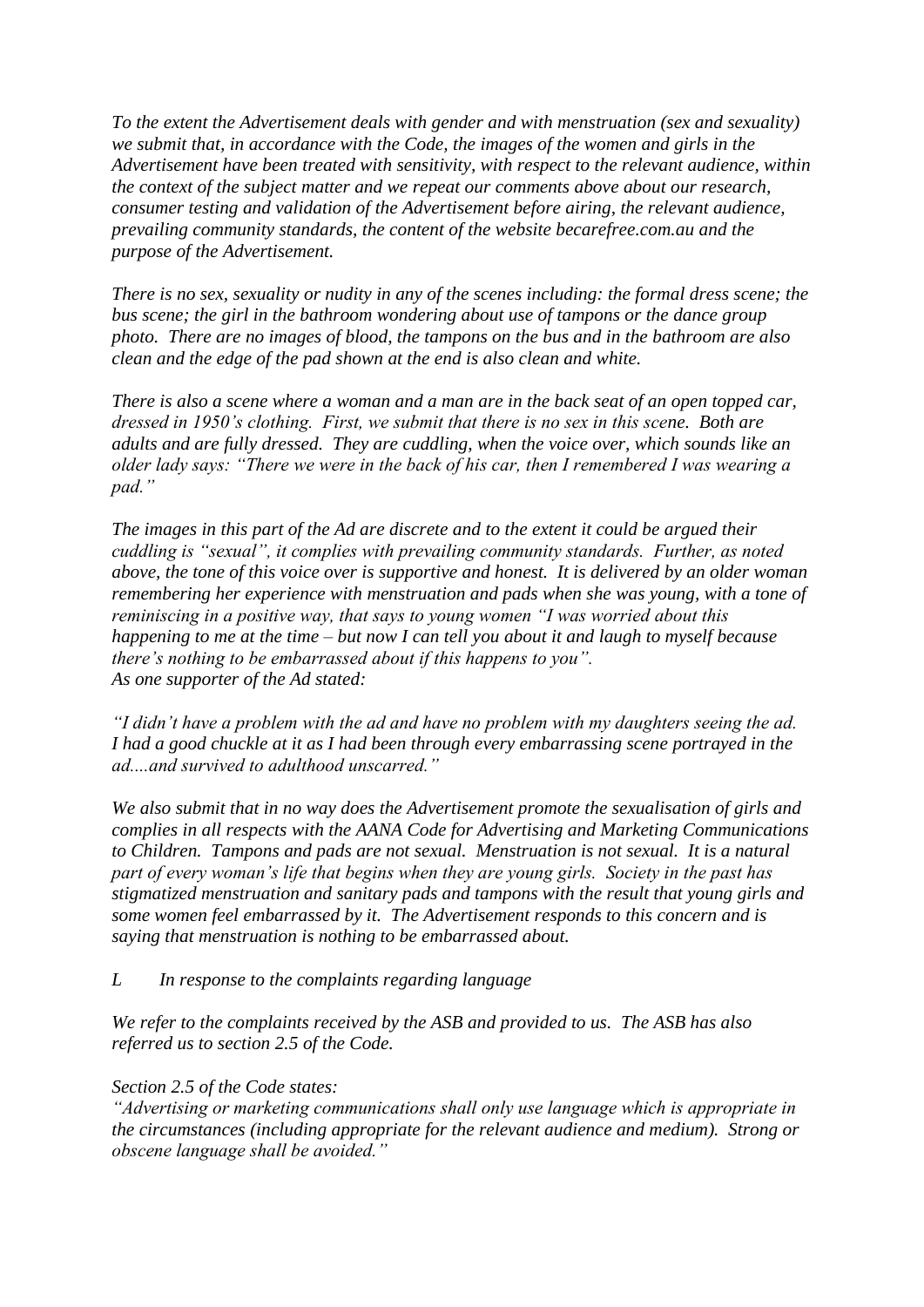*To the extent the Advertisement deals with gender and with menstruation (sex and sexuality) we submit that, in accordance with the Code, the images of the women and girls in the Advertisement have been treated with sensitivity, with respect to the relevant audience, within the context of the subject matter and we repeat our comments above about our research, consumer testing and validation of the Advertisement before airing, the relevant audience, prevailing community standards, the content of the website becarefree.com.au and the purpose of the Advertisement.*

*There is no sex, sexuality or nudity in any of the scenes including: the formal dress scene; the bus scene; the girl in the bathroom wondering about use of tampons or the dance group photo. There are no images of blood, the tampons on the bus and in the bathroom are also clean and the edge of the pad shown at the end is also clean and white.*

*There is also a scene where a woman and a man are in the back seat of an open topped car, dressed in 1950's clothing. First, we submit that there is no sex in this scene. Both are adults and are fully dressed. They are cuddling, when the voice over, which sounds like an older lady says: "There we were in the back of his car, then I remembered I was wearing a pad."*

*The images in this part of the Ad are discrete and to the extent it could be argued their cuddling is "sexual", it complies with prevailing community standards. Further, as noted above, the tone of this voice over is supportive and honest. It is delivered by an older woman remembering her experience with menstruation and pads when she was young, with a tone of reminiscing in a positive way, that says to young women "I was worried about this happening to me at the time – but now I can tell you about it and laugh to myself because there's nothing to be embarrassed about if this happens to you".*
*As one supporter of the Ad stated:*

*"I didn't have a problem with the ad and have no problem with my daughters seeing the ad. I had a good chuckle at it as I had been through every embarrassing scene portrayed in the ad....and survived to adulthood unscarred."*

*We also submit that in no way does the Advertisement promote the sexualisation of girls and complies in all respects with the AANA Code for Advertising and Marketing Communications to Children. Tampons and pads are not sexual. Menstruation is not sexual. It is a natural part of every woman's life that begins when they are young girls. Society in the past has stigmatized menstruation and sanitary pads and tampons with the result that young girls and some women feel embarrassed by it. The Advertisement responds to this concern and is saying that menstruation is nothing to be embarrassed about.*

*L In response to the complaints regarding language*

*We refer to the complaints received by the ASB and provided to us. The ASB has also referred us to section 2.5 of the Code.*

*Section 2.5 of the Code states:*
*"Advertising or marketing communications shall only use language which is appropriate in the circumstances (including appropriate for the relevant audience and medium). Strong or obscene language shall be avoided."*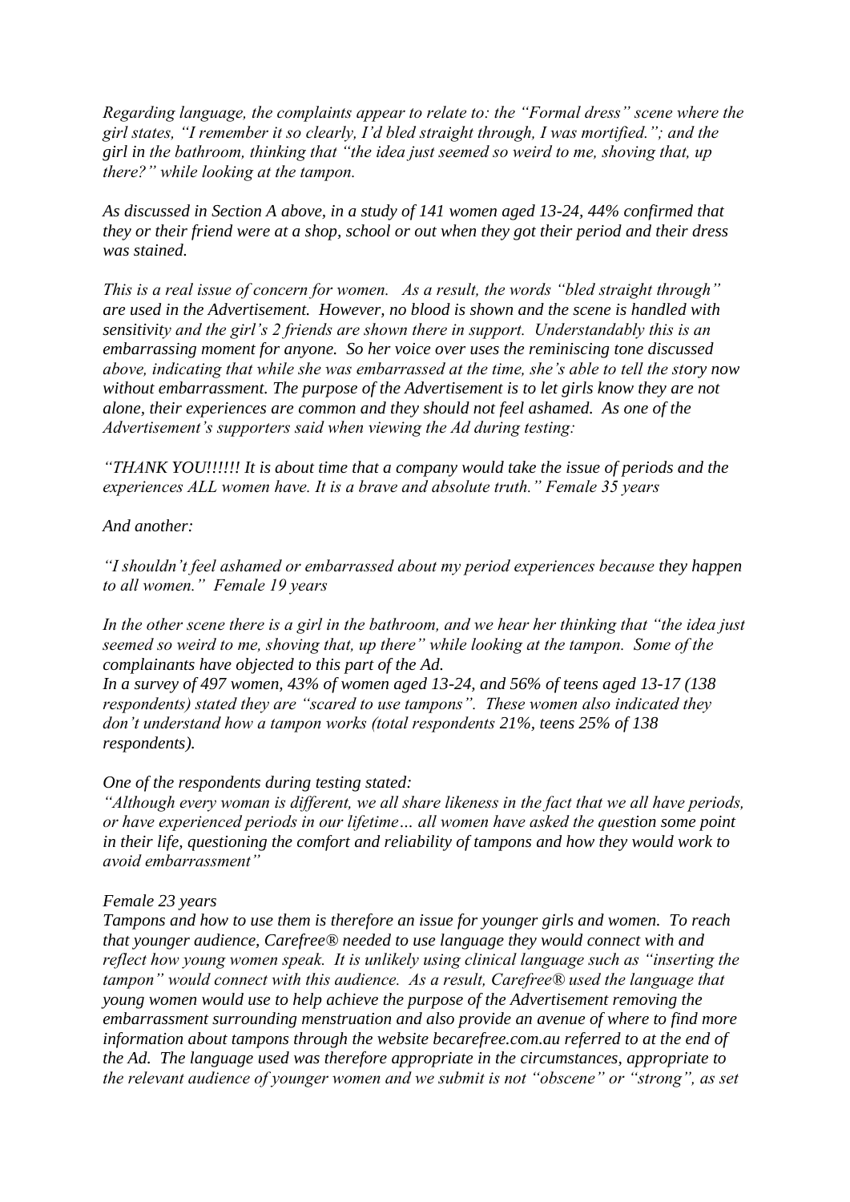*Regarding language, the complaints appear to relate to: the "Formal dress" scene where the girl states, "I remember it so clearly, I'd bled straight through, I was mortified."; and the girl in the bathroom, thinking that "the idea just seemed so weird to me, shoving that, up there?" while looking at the tampon.*

*As discussed in Section A above, in a study of 141 women aged 13-24, 44% confirmed that they or their friend were at a shop, school or out when they got their period and their dress was stained.*

*This is a real issue of concern for women. As a result, the words "bled straight through" are used in the Advertisement. However, no blood is shown and the scene is handled with sensitivity and the girl's 2 friends are shown there in support. Understandably this is an embarrassing moment for anyone. So her voice over uses the reminiscing tone discussed above, indicating that while she was embarrassed at the time, she's able to tell the story now without embarrassment. The purpose of the Advertisement is to let girls know they are not alone, their experiences are common and they should not feel ashamed. As one of the Advertisement's supporters said when viewing the Ad during testing:*

*"THANK YOU!!!!!! It is about time that a company would take the issue of periods and the experiences ALL women have. It is a brave and absolute truth." Female 35 years*

*And another:*

*"I shouldn't feel ashamed or embarrassed about my period experiences because they happen to all women." Female 19 years*

*In the other scene there is a girl in the bathroom, and we hear her thinking that "the idea just seemed so weird to me, shoving that, up there" while looking at the tampon. Some of the complainants have objected to this part of the Ad.*
*In a survey of 497 women, 43% of women aged 13-24, and 56% of teens aged 13-17 (138 respondents) stated they are "scared to use tampons". These women also indicated they don't understand how a tampon works (total respondents 21%, teens 25% of 138 respondents).*

*One of the respondents during testing stated:*
*"Although every woman is different, we all share likeness in the fact that we all have periods, or have experienced periods in our lifetime… all women have asked the question some point in their life, questioning the comfort and reliability of tampons and how they would work to avoid embarrassment"*

*Female 23 years*
*Tampons and how to use them is therefore an issue for younger girls and women. To reach that younger audience, Carefree® needed to use language they would connect with and reflect how young women speak. It is unlikely using clinical language such as "inserting the tampon" would connect with this audience. As a result, Carefree® used the language that young women would use to help achieve the purpose of the Advertisement removing the embarrassment surrounding menstruation and also provide an avenue of where to find more information about tampons through the website becarefree.com.au referred to at the end of the Ad. The language used was therefore appropriate in the circumstances, appropriate to the relevant audience of younger women and we submit is not "obscene" or "strong", as set*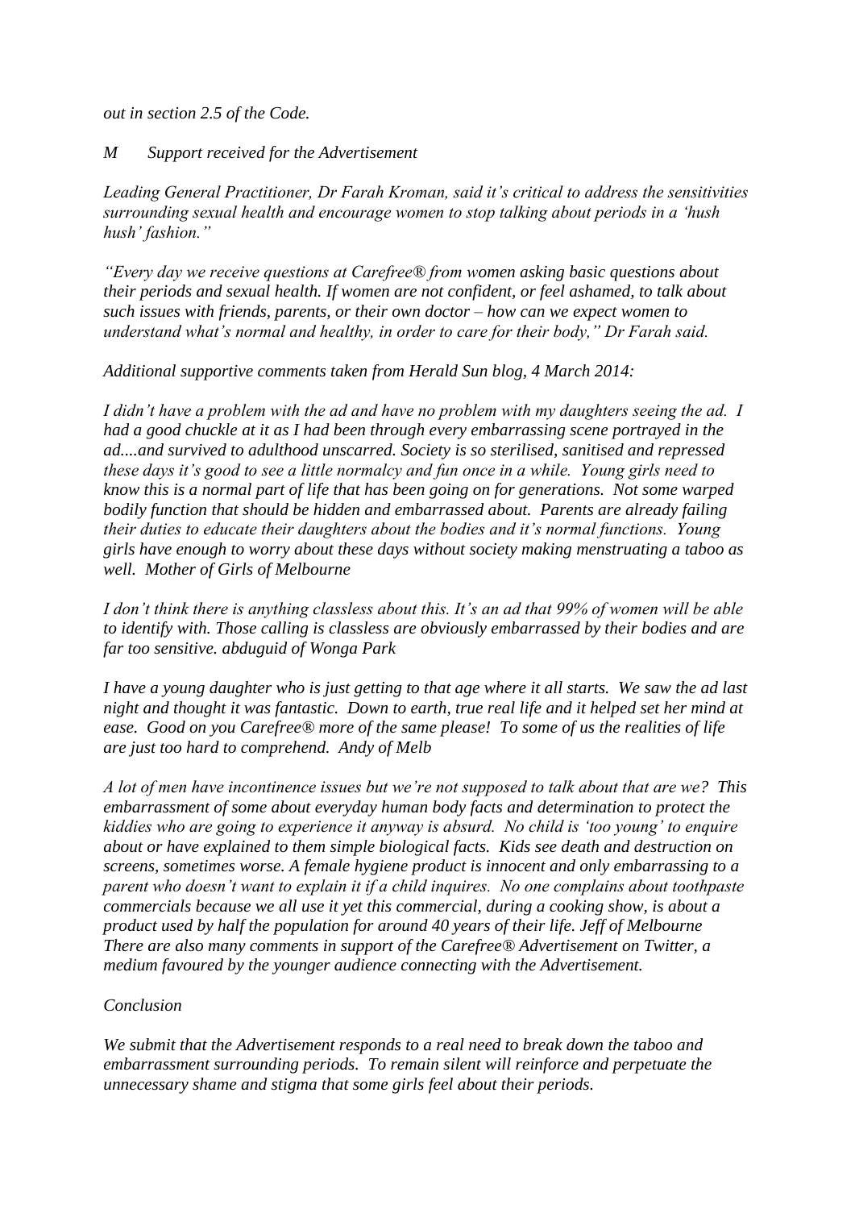*out in section 2.5 of the Code.*

*M Support received for the Advertisement*

*Leading General Practitioner, Dr Farah Kroman, said it's critical to address the sensitivities surrounding sexual health and encourage women to stop talking about periods in a 'hush hush' fashion."*

*"Every day we receive questions at Carefree® from women asking basic questions about their periods and sexual health. If women are not confident, or feel ashamed, to talk about such issues with friends, parents, or their own doctor – how can we expect women to understand what's normal and healthy, in order to care for their body," Dr Farah said.*

*Additional supportive comments taken from Herald Sun blog, 4 March 2014:*

*I didn't have a problem with the ad and have no problem with my daughters seeing the ad. I had a good chuckle at it as I had been through every embarrassing scene portrayed in the ad....and survived to adulthood unscarred. Society is so sterilised, sanitised and repressed these days it's good to see a little normalcy and fun once in a while. Young girls need to know this is a normal part of life that has been going on for generations. Not some warped bodily function that should be hidden and embarrassed about. Parents are already failing their duties to educate their daughters about the bodies and it's normal functions. Young girls have enough to worry about these days without society making menstruating a taboo as well. Mother of Girls of Melbourne*

*I don't think there is anything classless about this. It's an ad that 99% of women will be able to identify with. Those calling is classless are obviously embarrassed by their bodies and are far too sensitive. abduguid of Wonga Park*

*I have a young daughter who is just getting to that age where it all starts. We saw the ad last night and thought it was fantastic. Down to earth, true real life and it helped set her mind at ease. Good on you Carefree® more of the same please! To some of us the realities of life are just too hard to comprehend. Andy of Melb*

*A lot of men have incontinence issues but we're not supposed to talk about that are we? This embarrassment of some about everyday human body facts and determination to protect the kiddies who are going to experience it anyway is absurd. No child is 'too young' to enquire about or have explained to them simple biological facts. Kids see death and destruction on screens, sometimes worse. A female hygiene product is innocent and only embarrassing to a parent who doesn't want to explain it if a child inquires. No one complains about toothpaste commercials because we all use it yet this commercial, during a cooking show, is about a product used by half the population for around 40 years of their life. Jeff of Melbourne*
*There are also many comments in support of the Carefree® Advertisement on Twitter, a medium favoured by the younger audience connecting with the Advertisement.*

*Conclusion*

*We submit that the Advertisement responds to a real need to break down the taboo and embarrassment surrounding periods. To remain silent will reinforce and perpetuate the unnecessary shame and stigma that some girls feel about their periods.*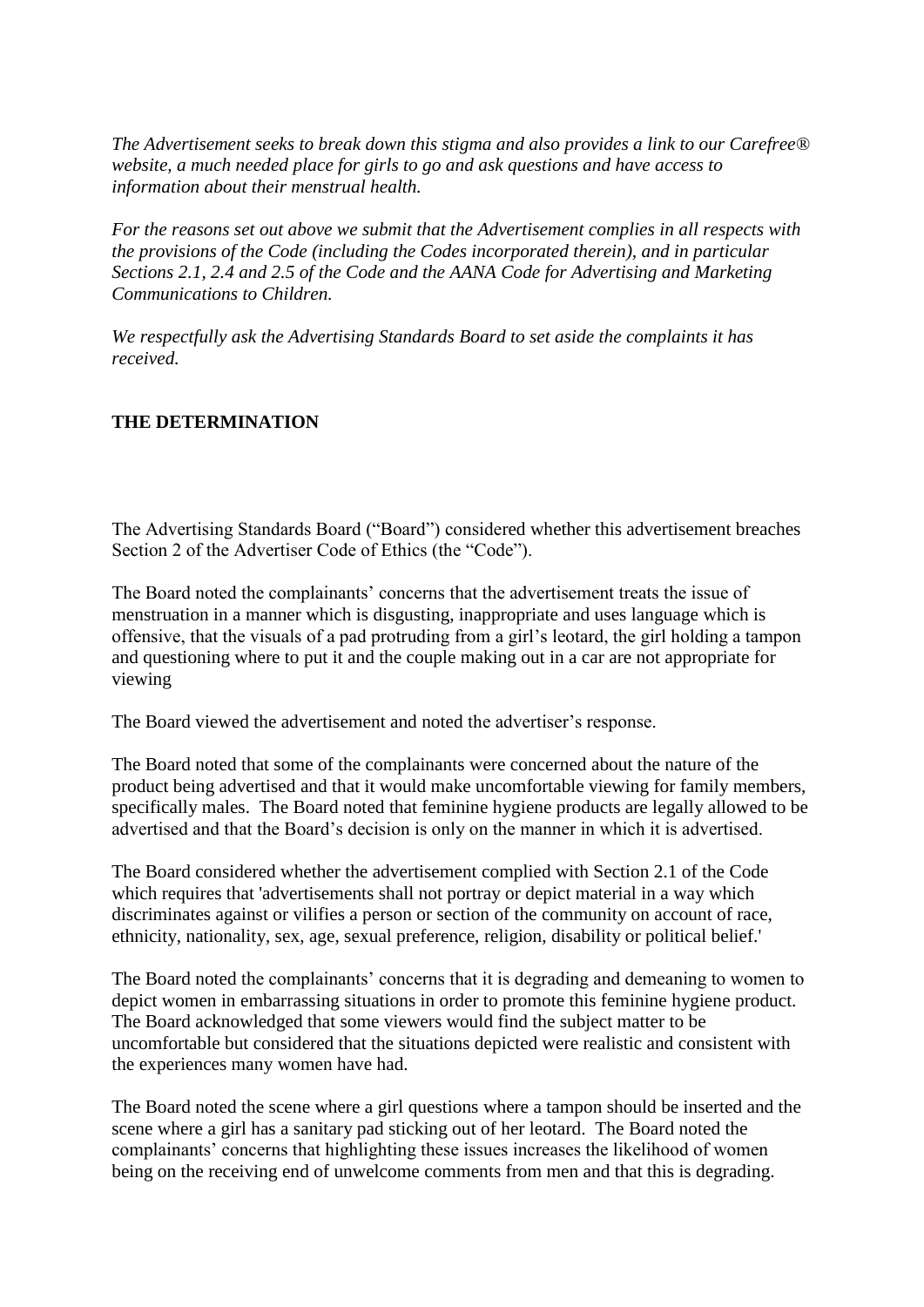*The Advertisement seeks to break down this stigma and also provides a link to our Carefree® website, a much needed place for girls to go and ask questions and have access to information about their menstrual health.*

*For the reasons set out above we submit that the Advertisement complies in all respects with the provisions of the Code (including the Codes incorporated therein), and in particular Sections 2.1, 2.4 and 2.5 of the Code and the AANA Code for Advertising and Marketing Communications to Children.*

*We respectfully ask the Advertising Standards Board to set aside the complaints it has received.*

**THE DETERMINATION**

The Advertising Standards Board ("Board") considered whether this advertisement breaches Section 2 of the Advertiser Code of Ethics (the "Code").

The Board noted the complainants' concerns that the advertisement treats the issue of menstruation in a manner which is disgusting, inappropriate and uses language which is offensive, that the visuals of a pad protruding from a girl's leotard, the girl holding a tampon and questioning where to put it and the couple making out in a car are not appropriate for viewing

The Board viewed the advertisement and noted the advertiser's response.

The Board noted that some of the complainants were concerned about the nature of the product being advertised and that it would make uncomfortable viewing for family members, specifically males. The Board noted that feminine hygiene products are legally allowed to be advertised and that the Board's decision is only on the manner in which it is advertised.

The Board considered whether the advertisement complied with Section 2.1 of the Code which requires that 'advertisements shall not portray or depict material in a way which discriminates against or vilifies a person or section of the community on account of race, ethnicity, nationality, sex, age, sexual preference, religion, disability or political belief.'

The Board noted the complainants' concerns that it is degrading and demeaning to women to depict women in embarrassing situations in order to promote this feminine hygiene product. The Board acknowledged that some viewers would find the subject matter to be uncomfortable but considered that the situations depicted were realistic and consistent with the experiences many women have had.

The Board noted the scene where a girl questions where a tampon should be inserted and the scene where a girl has a sanitary pad sticking out of her leotard. The Board noted the complainants' concerns that highlighting these issues increases the likelihood of women being on the receiving end of unwelcome comments from men and that this is degrading.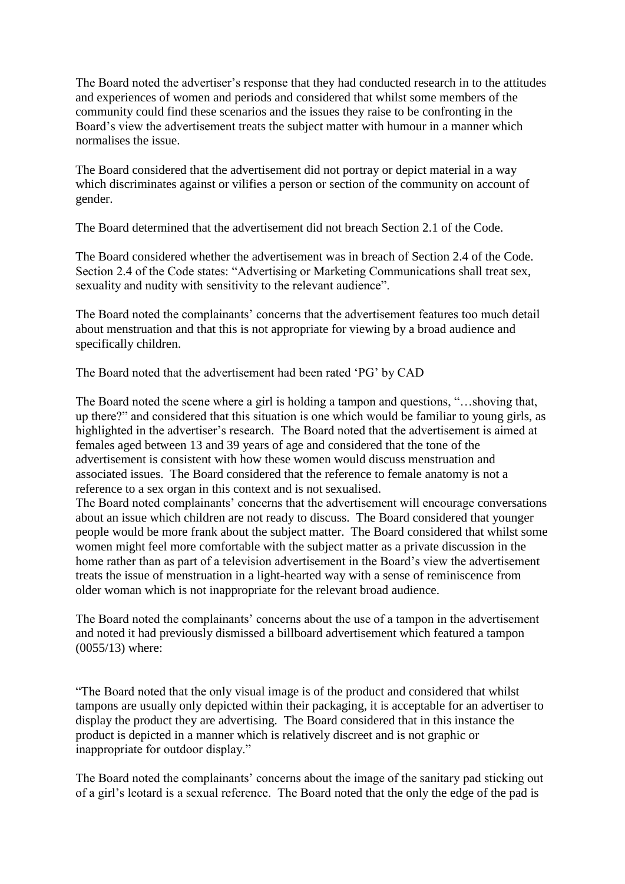The Board noted the advertiser's response that they had conducted research in to the attitudes and experiences of women and periods and considered that whilst some members of the community could find these scenarios and the issues they raise to be confronting in the Board's view the advertisement treats the subject matter with humour in a manner which normalises the issue.

The Board considered that the advertisement did not portray or depict material in a way which discriminates against or vilifies a person or section of the community on account of gender.

The Board determined that the advertisement did not breach Section 2.1 of the Code.

The Board considered whether the advertisement was in breach of Section 2.4 of the Code. Section 2.4 of the Code states: "Advertising or Marketing Communications shall treat sex, sexuality and nudity with sensitivity to the relevant audience".

The Board noted the complainants' concerns that the advertisement features too much detail about menstruation and that this is not appropriate for viewing by a broad audience and specifically children.

The Board noted that the advertisement had been rated 'PG' by CAD

The Board noted the scene where a girl is holding a tampon and questions, "…shoving that, up there?" and considered that this situation is one which would be familiar to young girls, as highlighted in the advertiser's research. The Board noted that the advertisement is aimed at females aged between 13 and 39 years of age and considered that the tone of the advertisement is consistent with how these women would discuss menstruation and associated issues. The Board considered that the reference to female anatomy is not a reference to a sex organ in this context and is not sexualised.
The Board noted complainants' concerns that the advertisement will encourage conversations about an issue which children are not ready to discuss. The Board considered that younger people would be more frank about the subject matter. The Board considered that whilst some women might feel more comfortable with the subject matter as a private discussion in the home rather than as part of a television advertisement in the Board's view the advertisement treats the issue of menstruation in a light-hearted way with a sense of reminiscence from older woman which is not inappropriate for the relevant broad audience.

The Board noted the complainants' concerns about the use of a tampon in the advertisement and noted it had previously dismissed a billboard advertisement which featured a tampon (0055/13) where:

"The Board noted that the only visual image is of the product and considered that whilst tampons are usually only depicted within their packaging, it is acceptable for an advertiser to display the product they are advertising. The Board considered that in this instance the product is depicted in a manner which is relatively discreet and is not graphic or inappropriate for outdoor display."

The Board noted the complainants' concerns about the image of the sanitary pad sticking out of a girl's leotard is a sexual reference. The Board noted that the only the edge of the pad is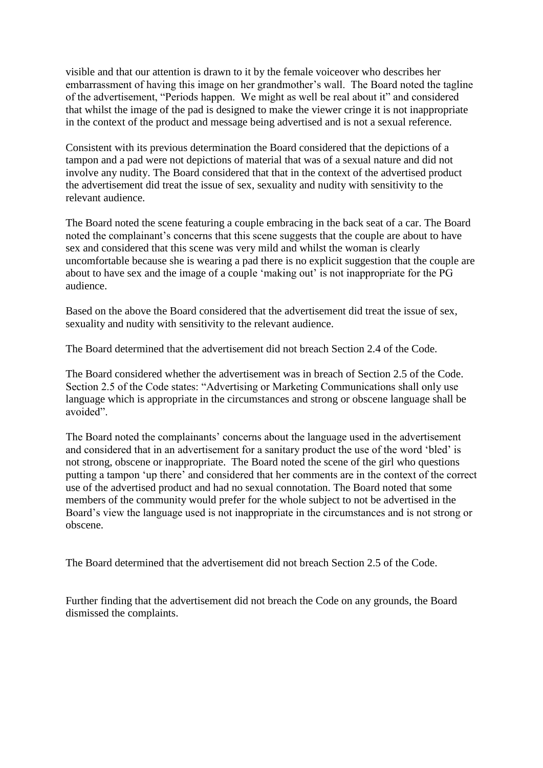visible and that our attention is drawn to it by the female voiceover who describes her embarrassment of having this image on her grandmother's wall. The Board noted the tagline of the advertisement, "Periods happen. We might as well be real about it" and considered that whilst the image of the pad is designed to make the viewer cringe it is not inappropriate in the context of the product and message being advertised and is not a sexual reference.

Consistent with its previous determination the Board considered that the depictions of a tampon and a pad were not depictions of material that was of a sexual nature and did not involve any nudity. The Board considered that that in the context of the advertised product the advertisement did treat the issue of sex, sexuality and nudity with sensitivity to the relevant audience.

The Board noted the scene featuring a couple embracing in the back seat of a car. The Board noted the complainant's concerns that this scene suggests that the couple are about to have sex and considered that this scene was very mild and whilst the woman is clearly uncomfortable because she is wearing a pad there is no explicit suggestion that the couple are about to have sex and the image of a couple 'making out' is not inappropriate for the PG audience.

Based on the above the Board considered that the advertisement did treat the issue of sex, sexuality and nudity with sensitivity to the relevant audience.

The Board determined that the advertisement did not breach Section 2.4 of the Code.

The Board considered whether the advertisement was in breach of Section 2.5 of the Code. Section 2.5 of the Code states: "Advertising or Marketing Communications shall only use language which is appropriate in the circumstances and strong or obscene language shall be avoided".

The Board noted the complainants' concerns about the language used in the advertisement and considered that in an advertisement for a sanitary product the use of the word 'bled' is not strong, obscene or inappropriate. The Board noted the scene of the girl who questions putting a tampon 'up there' and considered that her comments are in the context of the correct use of the advertised product and had no sexual connotation. The Board noted that some members of the community would prefer for the whole subject to not be advertised in the Board's view the language used is not inappropriate in the circumstances and is not strong or obscene.

The Board determined that the advertisement did not breach Section 2.5 of the Code.

Further finding that the advertisement did not breach the Code on any grounds, the Board dismissed the complaints.